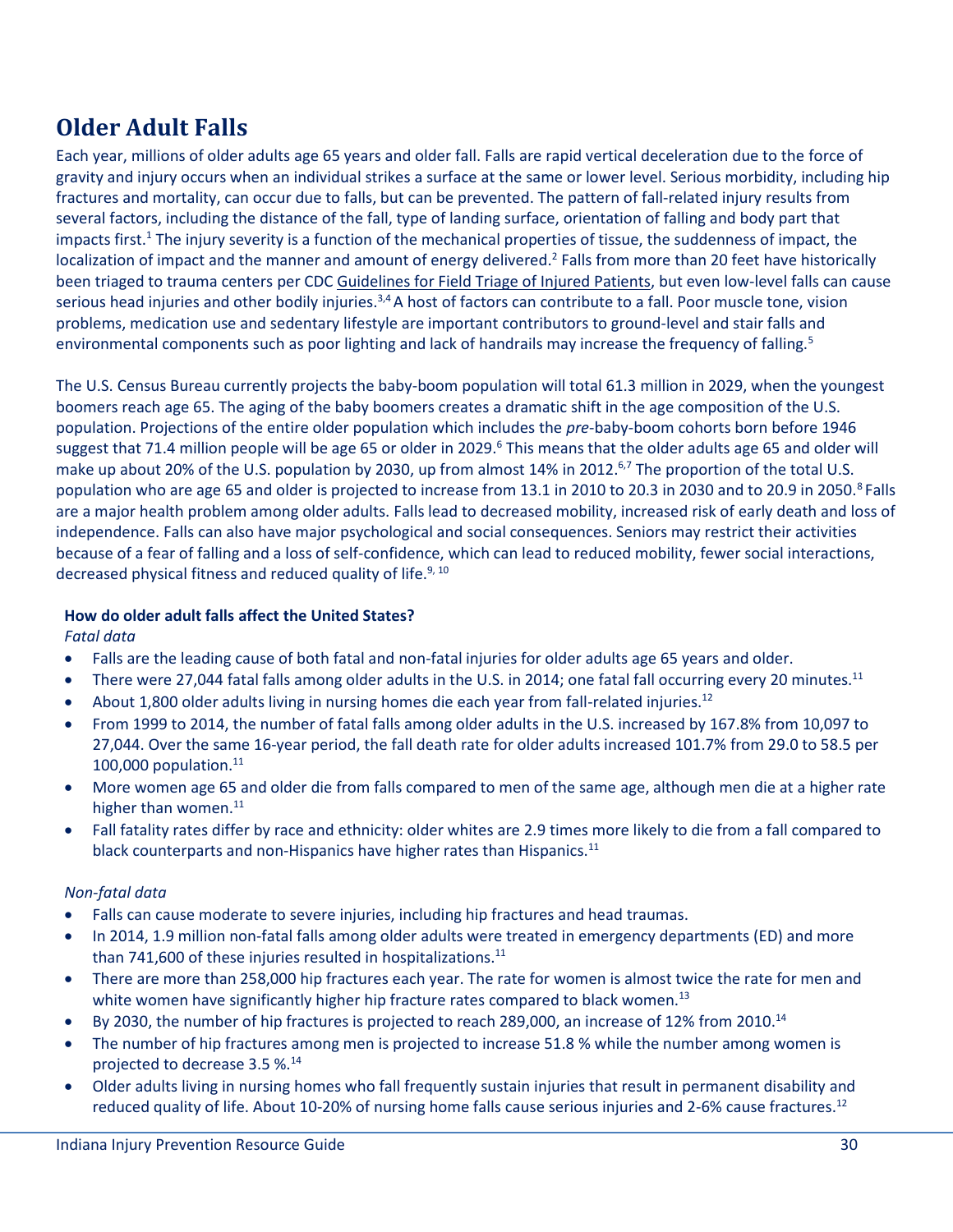# Older Adult Falls

Each year, millions of older adults age 65 years and older fall. Falls are rapid vertical deceleration due to the force of gravity and injury occurs when an individual strikes a surface at the same or lower level. Serious morbidity, including hip fractures and mortality, can occur due to falls, but can be prevented. The pattern of fall-related injury results from several factors, including the distance of the fall, type of landing surface, orientation of falling and body part that impacts first.[1] The injury severity is a function of the mechanical properties of tissue, the suddenness of impact, the localization of impact and the manner and amount of energy delivered.[2] Falls from more than 20 feet have historically been triaged to trauma centers per CDC Guidelines for Field Triage of Injured Patients, but even low-level falls can cause serious head injuries and other bodily injuries.[3,4] A host of factors can contribute to a fall. Poor muscle tone, vision problems, medication use and sedentary lifestyle are important contributors to ground-level and stair falls and environmental components such as poor lighting and lack of handrails may increase the frequency of falling.[5]

The U.S. Census Bureau currently projects the baby-boom population will total 61.3 million in 2029, when the youngest boomers reach age 65. The aging of the baby boomers creates a dramatic shift in the age composition of the U.S. population. Projections of the entire older population which includes the *pre*-baby-boom cohorts born before 1946 suggest that 71.4 million people will be age 65 or older in 2029.[6] This means that the older adults age 65 and older will make up about 20% of the U.S. population by 2030, up from almost 14% in 2012.[6,7] The proportion of the total U.S. population who are age 65 and older is projected to increase from 13.1 in 2010 to 20.3 in 2030 and to 20.9 in 2050.[8] Falls are a major health problem among older adults. Falls lead to decreased mobility, increased risk of early death and loss of independence. Falls can also have major psychological and social consequences. Seniors may restrict their activities because of a fear of falling and a loss of self-confidence, which can lead to reduced mobility, fewer social interactions, decreased physical fitness and reduced quality of life.[9, 10]

**How do older adult falls affect the United States?**

*Fatal data*

- Falls are the leading cause of both fatal and non-fatal injuries for older adults age 65 years and older.
- There were 27,044 fatal falls among older adults in the U.S. in 2014; one fatal fall occurring every 20 minutes.[11]
- About 1,800 older adults living in nursing homes die each year from fall-related injuries.[12]
- From 1999 to 2014, the number of fatal falls among older adults in the U.S. increased by 167.8% from 10,097 to 27,044. Over the same 16-year period, the fall death rate for older adults increased 101.7% from 29.0 to 58.5 per 100,000 population.[11]
- More women age 65 and older die from falls compared to men of the same age, although men die at a higher rate higher than women.[11]
- Fall fatality rates differ by race and ethnicity: older whites are 2.9 times more likely to die from a fall compared to black counterparts and non-Hispanics have higher rates than Hispanics.[11]

*Non-fatal data*

- Falls can cause moderate to severe injuries, including hip fractures and head traumas.
- In 2014, 1.9 million non-fatal falls among older adults were treated in emergency departments (ED) and more than 741,600 of these injuries resulted in hospitalizations.[11]
- There are more than 258,000 hip fractures each year. The rate for women is almost twice the rate for men and white women have significantly higher hip fracture rates compared to black women.[13]
- By 2030, the number of hip fractures is projected to reach 289,000, an increase of 12% from 2010.[14]
- The number of hip fractures among men is projected to increase 51.8 % while the number among women is projected to decrease 3.5 %.[14]
- Older adults living in nursing homes who fall frequently sustain injuries that result in permanent disability and reduced quality of life. About 10-20% of nursing home falls cause serious injuries and 2-6% cause fractures.[12]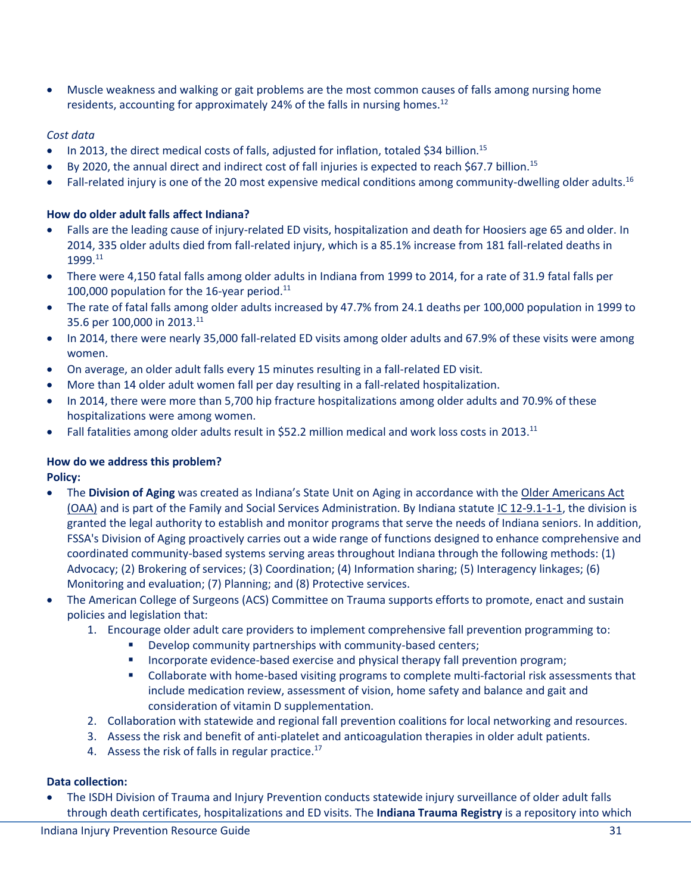- Muscle weakness and walking or gait problems are the most common causes of falls among nursing home residents, accounting for approximately 24% of the falls in nursing homes.[12]

*Cost data*

- In 2013, the direct medical costs of falls, adjusted for inflation, totaled $34 billion.[15]
- By 2020, the annual direct and indirect cost of fall injuries is expected to reach $67.7 billion.[15]
- Fall-related injury is one of the 20 most expensive medical conditions among community-dwelling older adults.[16]

**How do older adult falls affect Indiana?**

- Falls are the leading cause of injury-related ED visits, hospitalization and death for Hoosiers age 65 and older. In 2014, 335 older adults died from fall-related injury, which is a 85.1% increase from 181 fall-related deaths in 1999.[11]
- There were 4,150 fatal falls among older adults in Indiana from 1999 to 2014, for a rate of 31.9 fatal falls per 100,000 population for the 16-year period.[11]
- The rate of fatal falls among older adults increased by 47.7% from 24.1 deaths per 100,000 population in 1999 to 35.6 per 100,000 in 2013.[11]
- In 2014, there were nearly 35,000 fall-related ED visits among older adults and 67.9% of these visits were among women.
- On average, an older adult falls every 15 minutes resulting in a fall-related ED visit.
- More than 14 older adult women fall per day resulting in a fall-related hospitalization.
- In 2014, there were more than 5,700 hip fracture hospitalizations among older adults and 70.9% of these hospitalizations were among women.
- Fall fatalities among older adults result in $52.2 million medical and work loss costs in 2013.[11]

**How do we address this problem?**

**Policy:**

- The **Division of Aging** was created as Indiana's State Unit on Aging in accordance with the Older Americans Act (OAA) and is part of the Family and Social Services Administration. By Indiana statute IC 12-9.1-1-1, the division is granted the legal authority to establish and monitor programs that serve the needs of Indiana seniors. In addition, FSSA's Division of Aging proactively carries out a wide range of functions designed to enhance comprehensive and coordinated community-based systems serving areas throughout Indiana through the following methods: (1) Advocacy; (2) Brokering of services; (3) Coordination; (4) Information sharing; (5) Interagency linkages; (6) Monitoring and evaluation; (7) Planning; and (8) Protective services.
- The American College of Surgeons (ACS) Committee on Trauma supports efforts to promote, enact and sustain policies and legislation that:
  1. Encourage older adult care providers to implement comprehensive fall prevention programming to:
     - Develop community partnerships with community-based centers;
     - Incorporate evidence-based exercise and physical therapy fall prevention program;
     - Collaborate with home-based visiting programs to complete multi-factorial risk assessments that include medication review, assessment of vision, home safety and balance and gait and consideration of vitamin D supplementation.
  2. Collaboration with statewide and regional fall prevention coalitions for local networking and resources.
  3. Assess the risk and benefit of anti-platelet and anticoagulation therapies in older adult patients.
  4. Assess the risk of falls in regular practice.[17]

**Data collection:**

- The ISDH Division of Trauma and Injury Prevention conducts statewide injury surveillance of older adult falls through death certificates, hospitalizations and ED visits. The **Indiana Trauma Registry** is a repository into which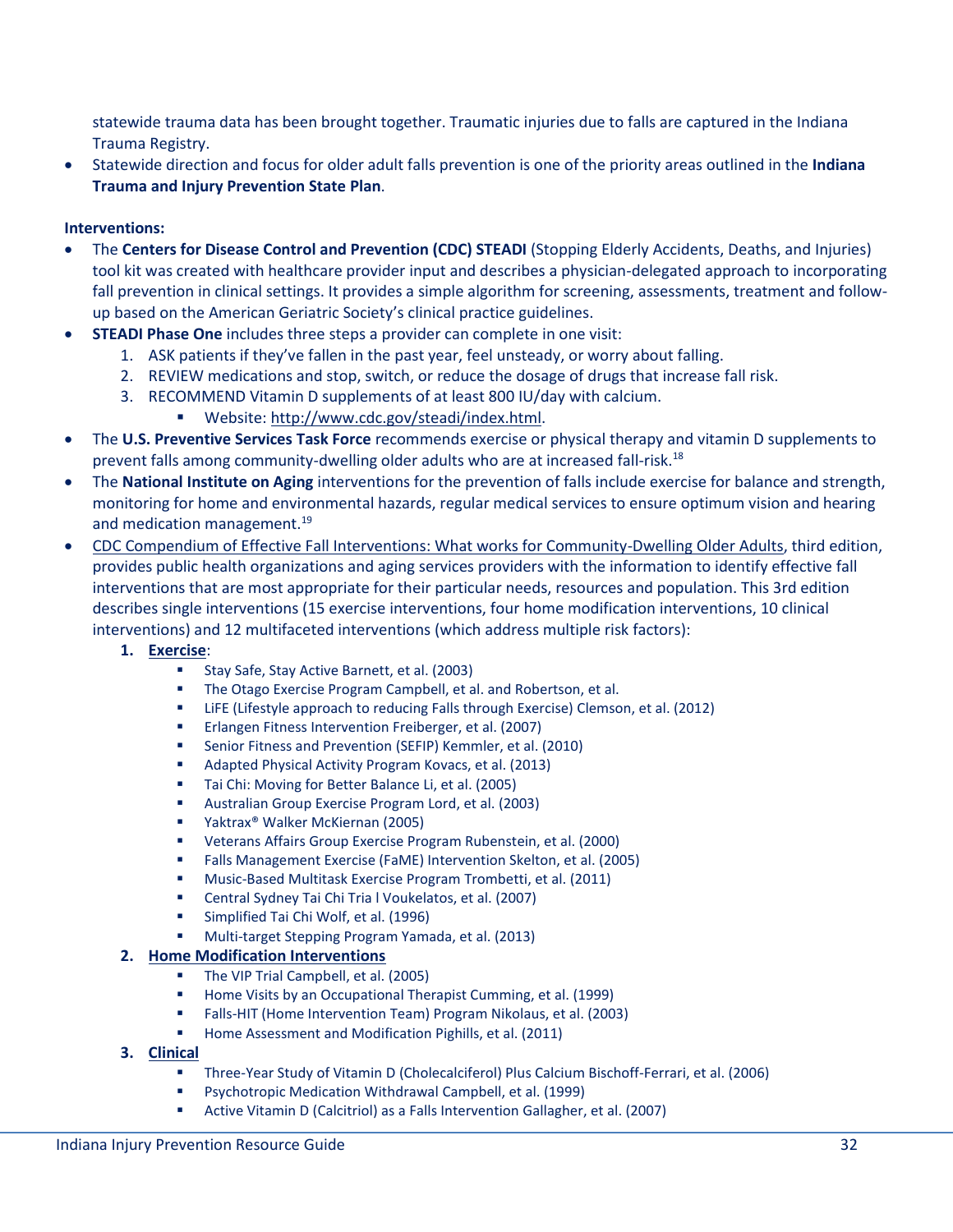statewide trauma data has been brought together. Traumatic injuries due to falls are captured in the Indiana Trauma Registry.

- Statewide direction and focus for older adult falls prevention is one of the priority areas outlined in the **Indiana Trauma and Injury Prevention State Plan**.

**Interventions:**

- The **Centers for Disease Control and Prevention (CDC) STEADI** (Stopping Elderly Accidents, Deaths, and Injuries) tool kit was created with healthcare provider input and describes a physician-delegated approach to incorporating fall prevention in clinical settings. It provides a simple algorithm for screening, assessments, treatment and follow-up based on the American Geriatric Society's clinical practice guidelines.
- **STEADI Phase One** includes three steps a provider can complete in one visit:
    1. ASK patients if they've fallen in the past year, feel unsteady, or worry about falling.
    2. REVIEW medications and stop, switch, or reduce the dosage of drugs that increase fall risk.
    3. RECOMMEND Vitamin D supplements of at least 800 IU/day with calcium.
        - Website: http://www.cdc.gov/steadi/index.html.
- The **U.S. Preventive Services Task Force** recommends exercise or physical therapy and vitamin D supplements to prevent falls among community-dwelling older adults who are at increased fall-risk.[18]
- The **National Institute on Aging** interventions for the prevention of falls include exercise for balance and strength, monitoring for home and environmental hazards, regular medical services to ensure optimum vision and hearing and medication management.[19]
- CDC Compendium of Effective Fall Interventions: What works for Community-Dwelling Older Adults, third edition, provides public health organizations and aging services providers with the information to identify effective fall interventions that are most appropriate for their particular needs, resources and population. This 3rd edition describes single interventions (15 exercise interventions, four home modification interventions, 10 clinical interventions) and 12 multifaceted interventions (which address multiple risk factors):
    1. **Exercise**:
        - Stay Safe, Stay Active Barnett, et al. (2003)
        - The Otago Exercise Program Campbell, et al. and Robertson, et al.
        - LiFE (Lifestyle approach to reducing Falls through Exercise) Clemson, et al. (2012)
        - Erlangen Fitness Intervention Freiberger, et al. (2007)
        - Senior Fitness and Prevention (SEFIP) Kemmler, et al. (2010)
        - Adapted Physical Activity Program Kovacs, et al. (2013)
        - Tai Chi: Moving for Better Balance Li, et al. (2005)
        - Australian Group Exercise Program Lord, et al. (2003)
        - Yaktrax® Walker McKiernan (2005)
        - Veterans Affairs Group Exercise Program Rubenstein, et al. (2000)
        - Falls Management Exercise (FaME) Intervention Skelton, et al. (2005)
        - Music-Based Multitask Exercise Program Trombetti, et al. (2011)
        - Central Sydney Tai Chi Tria l Voukelatos, et al. (2007)
        - Simplified Tai Chi Wolf, et al. (1996)
        - Multi-target Stepping Program Yamada, et al. (2013)
    2. **Home Modification Interventions**
        - The VIP Trial Campbell, et al. (2005)
        - Home Visits by an Occupational Therapist Cumming, et al. (1999)
        - Falls-HIT (Home Intervention Team) Program Nikolaus, et al. (2003)
        - Home Assessment and Modification Pighills, et al. (2011)
    3. **Clinical**
        - Three-Year Study of Vitamin D (Cholecalciferol) Plus Calcium Bischoff-Ferrari, et al. (2006)
        - Psychotropic Medication Withdrawal Campbell, et al. (1999)
        - Active Vitamin D (Calcitriol) as a Falls Intervention Gallagher, et al. (2007)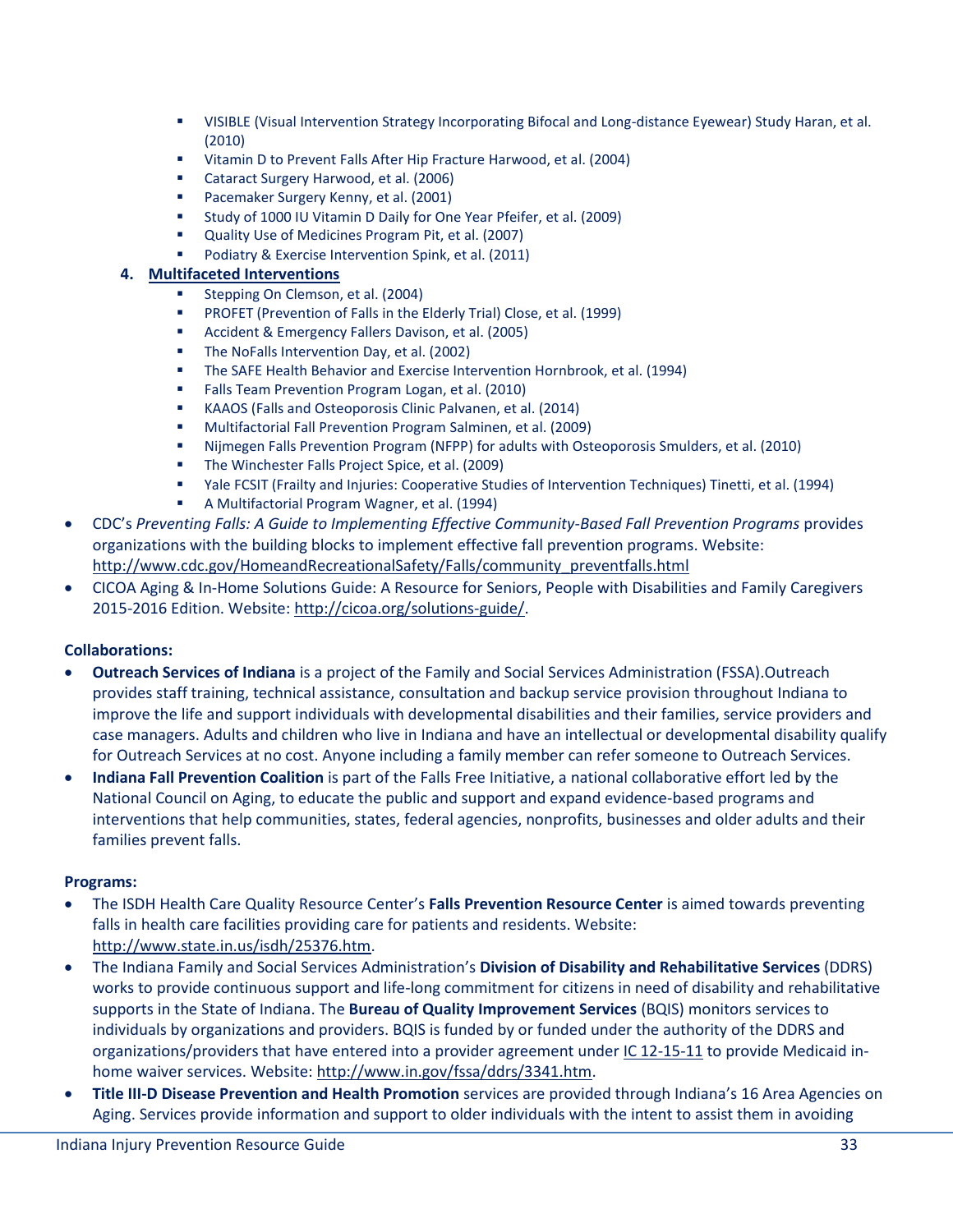- VISIBLE (Visual Intervention Strategy Incorporating Bifocal and Long-distance Eyewear) Study Haran, et al. (2010)
  - Vitamin D to Prevent Falls After Hip Fracture Harwood, et al. (2004)
  - Cataract Surgery Harwood, et al. (2006)
  - Pacemaker Surgery Kenny, et al. (2001)
  - Study of 1000 IU Vitamin D Daily for One Year Pfeifer, et al. (2009)
  - Quality Use of Medicines Program Pit, et al. (2007)
  - Podiatry & Exercise Intervention Spink, et al. (2011)

4. **Multifaceted Interventions**
  - Stepping On Clemson, et al. (2004)
  - PROFET (Prevention of Falls in the Elderly Trial) Close, et al. (1999)
  - Accident & Emergency Fallers Davison, et al. (2005)
  - The NoFalls Intervention Day, et al. (2002)
  - The SAFE Health Behavior and Exercise Intervention Hornbrook, et al. (1994)
  - Falls Team Prevention Program Logan, et al. (2010)
  - KAAOS (Falls and Osteoporosis Clinic Palvanen, et al. (2014)
  - Multifactorial Fall Prevention Program Salminen, et al. (2009)
  - Nijmegen Falls Prevention Program (NFPP) for adults with Osteoporosis Smulders, et al. (2010)
  - The Winchester Falls Project Spice, et al. (2009)
  - Yale FCSIT (Frailty and Injuries: Cooperative Studies of Intervention Techniques) Tinetti, et al. (1994)
  - A Multifactorial Program Wagner, et al. (1994)

- CDC's *Preventing Falls: A Guide to Implementing Effective Community-Based Fall Prevention Programs* provides organizations with the building blocks to implement effective fall prevention programs. Website: http://www.cdc.gov/HomeandRecreationalSafety/Falls/community_preventfalls.html
- CICOA Aging & In-Home Solutions Guide: A Resource for Seniors, People with Disabilities and Family Caregivers 2015-2016 Edition. Website: http://cicoa.org/solutions-guide/.

**Collaborations:**

- **Outreach Services of Indiana** is a project of the Family and Social Services Administration (FSSA).Outreach provides staff training, technical assistance, consultation and backup service provision throughout Indiana to improve the life and support individuals with developmental disabilities and their families, service providers and case managers. Adults and children who live in Indiana and have an intellectual or developmental disability qualify for Outreach Services at no cost. Anyone including a family member can refer someone to Outreach Services.
- **Indiana Fall Prevention Coalition** is part of the Falls Free Initiative, a national collaborative effort led by the National Council on Aging, to educate the public and support and expand evidence-based programs and interventions that help communities, states, federal agencies, nonprofits, businesses and older adults and their families prevent falls.

**Programs:**

- The ISDH Health Care Quality Resource Center's **Falls Prevention Resource Center** is aimed towards preventing falls in health care facilities providing care for patients and residents. Website: http://www.state.in.us/isdh/25376.htm.
- The Indiana Family and Social Services Administration's **Division of Disability and Rehabilitative Services** (DDRS) works to provide continuous support and life-long commitment for citizens in need of disability and rehabilitative supports in the State of Indiana. The **Bureau of Quality Improvement Services** (BQIS) monitors services to individuals by organizations and providers. BQIS is funded by or funded under the authority of the DDRS and organizations/providers that have entered into a provider agreement under IC 12-15-11 to provide Medicaid in-home waiver services. Website: http://www.in.gov/fssa/ddrs/3341.htm.
- **Title III-D Disease Prevention and Health Promotion** services are provided through Indiana's 16 Area Agencies on Aging. Services provide information and support to older individuals with the intent to assist them in avoiding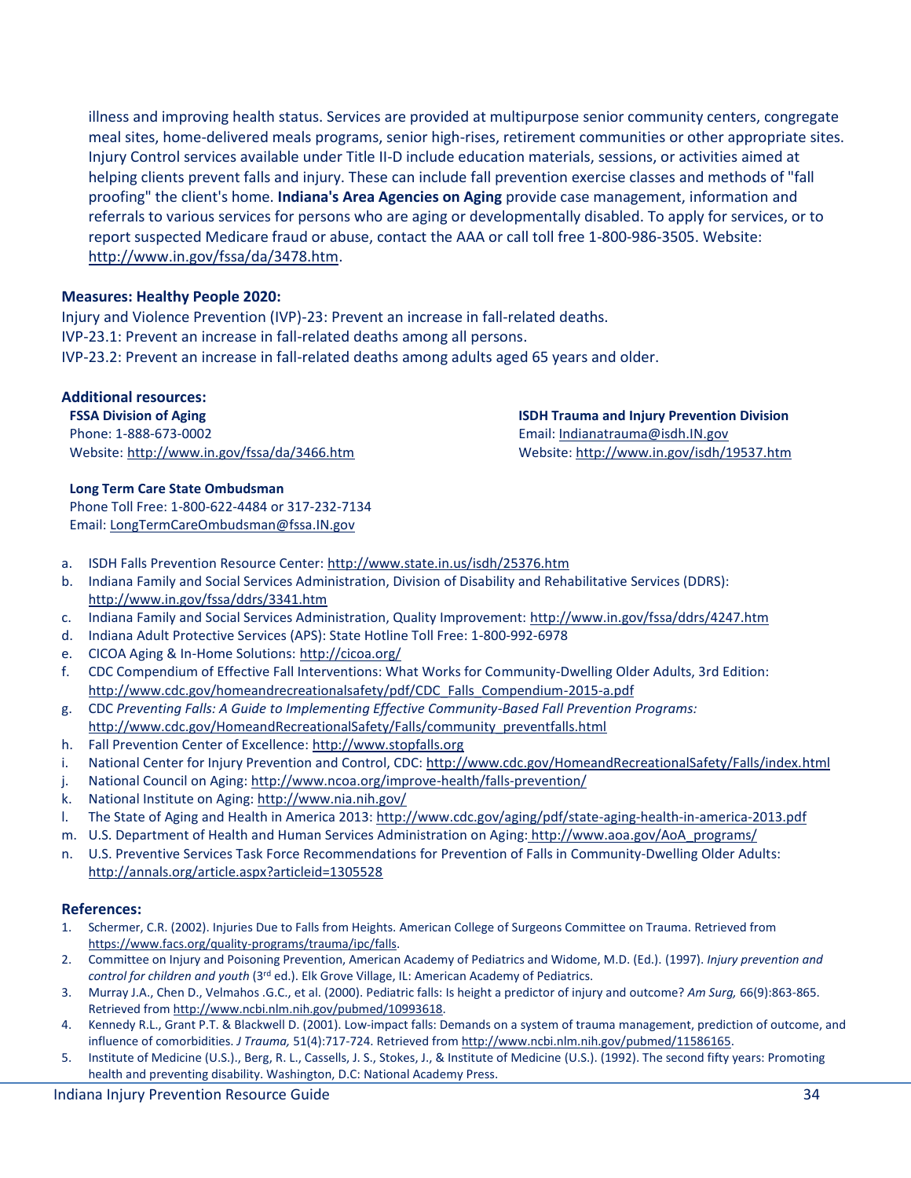illness and improving health status. Services are provided at multipurpose senior community centers, congregate meal sites, home-delivered meals programs, senior high-rises, retirement communities or other appropriate sites. Injury Control services available under Title II-D include education materials, sessions, or activities aimed at helping clients prevent falls and injury. These can include fall prevention exercise classes and methods of "fall proofing" the client's home. **Indiana's Area Agencies on Aging** provide case management, information and referrals to various services for persons who are aging or developmentally disabled. To apply for services, or to report suspected Medicare fraud or abuse, contact the AAA or call toll free 1-800-986-3505. Website: http://www.in.gov/fssa/da/3478.htm.

**Measures: Healthy People 2020:**

Injury and Violence Prevention (IVP)-23: Prevent an increase in fall-related deaths.
IVP-23.1: Prevent an increase in fall-related deaths among all persons.
IVP-23.2: Prevent an increase in fall-related deaths among adults aged 65 years and older.

**Additional resources:**

**FSSA Division of Aging**
Phone: 1-888-673-0002
Website: http://www.in.gov/fssa/da/3466.htm

**ISDH Trauma and Injury Prevention Division**
Email: Indianatrauma@isdh.IN.gov
Website: http://www.in.gov/isdh/19537.htm

**Long Term Care State Ombudsman**
Phone Toll Free: 1-800-622-4484 or 317-232-7134
Email: LongTermCareOmbudsman@fssa.IN.gov

a. ISDH Falls Prevention Resource Center: http://www.state.in.us/isdh/25376.htm
b. Indiana Family and Social Services Administration, Division of Disability and Rehabilitative Services (DDRS): http://www.in.gov/fssa/ddrs/3341.htm
c. Indiana Family and Social Services Administration, Quality Improvement: http://www.in.gov/fssa/ddrs/4247.htm
d. Indiana Adult Protective Services (APS): State Hotline Toll Free: 1-800-992-6978
e. CICOA Aging & In-Home Solutions: http://cicoa.org/
f. CDC Compendium of Effective Fall Interventions: What Works for Community-Dwelling Older Adults, 3rd Edition: http://www.cdc.gov/homeandrecreationalsafety/pdf/CDC_Falls_Compendium-2015-a.pdf
g. CDC *Preventing Falls: A Guide to Implementing Effective Community-Based Fall Prevention Programs:* http://www.cdc.gov/HomeandRecreationalSafety/Falls/community_preventfalls.html
h. Fall Prevention Center of Excellence: http://www.stopfalls.org
i. National Center for Injury Prevention and Control, CDC: http://www.cdc.gov/HomeandRecreationalSafety/Falls/index.html
j. National Council on Aging: http://www.ncoa.org/improve-health/falls-prevention/
k. National Institute on Aging: http://www.nia.nih.gov/
l. The State of Aging and Health in America 2013: http://www.cdc.gov/aging/pdf/state-aging-health-in-america-2013.pdf
m. U.S. Department of Health and Human Services Administration on Aging: http://www.aoa.gov/AoA_programs/
n. U.S. Preventive Services Task Force Recommendations for Prevention of Falls in Community-Dwelling Older Adults: http://annals.org/article.aspx?articleid=1305528

**References:**

1. Schermer, C.R. (2002). Injuries Due to Falls from Heights. American College of Surgeons Committee on Trauma. Retrieved from https://www.facs.org/quality-programs/trauma/ipc/falls.
2. Committee on Injury and Poisoning Prevention, American Academy of Pediatrics and Widome, M.D. (Ed.). (1997). *Injury prevention and control for children and youth* (3rd ed.). Elk Grove Village, IL: American Academy of Pediatrics.
3. Murray J.A., Chen D., Velmahos .G.C., et al. (2000). Pediatric falls: Is height a predictor of injury and outcome? *Am Surg,* 66(9):863-865. Retrieved from http://www.ncbi.nlm.nih.gov/pubmed/10993618.
4. Kennedy R.L., Grant P.T. & Blackwell D. (2001). Low-impact falls: Demands on a system of trauma management, prediction of outcome, and influence of comorbidities. *J Trauma,* 51(4):717-724. Retrieved from http://www.ncbi.nlm.nih.gov/pubmed/11586165.
5. Institute of Medicine (U.S.)., Berg, R. L., Cassells, J. S., Stokes, J., & Institute of Medicine (U.S.). (1992). The second fifty years: Promoting health and preventing disability. Washington, D.C: National Academy Press.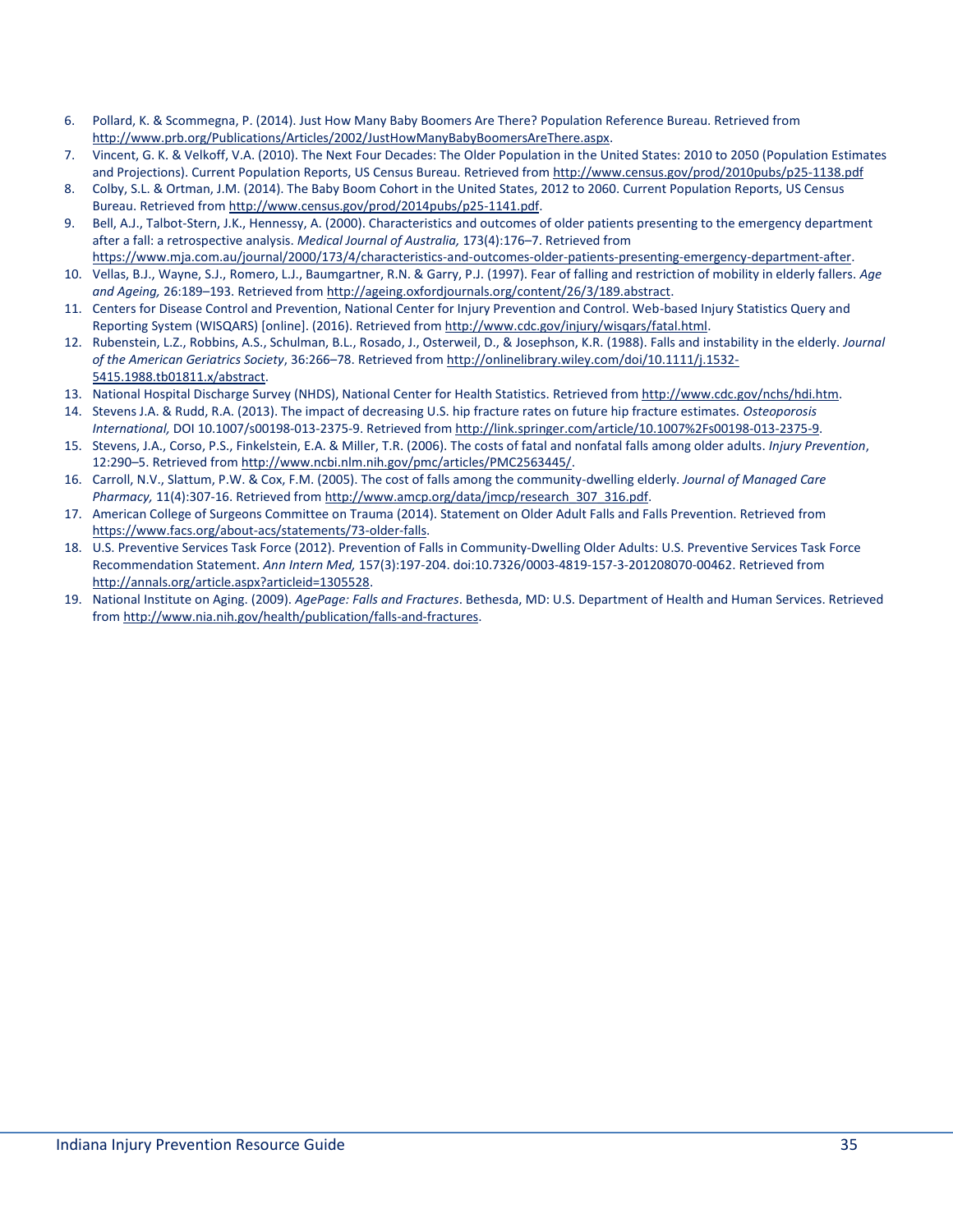6. Pollard, K. & Scommegna, P. (2014). Just How Many Baby Boomers Are There? Population Reference Bureau. Retrieved from http://www.prb.org/Publications/Articles/2002/JustHowManyBabyBoomersAreThere.aspx.
7. Vincent, G. K. & Velkoff, V.A. (2010). The Next Four Decades: The Older Population in the United States: 2010 to 2050 (Population Estimates and Projections). Current Population Reports, US Census Bureau. Retrieved from http://www.census.gov/prod/2010pubs/p25-1138.pdf
8. Colby, S.L. & Ortman, J.M. (2014). The Baby Boom Cohort in the United States, 2012 to 2060. Current Population Reports, US Census Bureau. Retrieved from http://www.census.gov/prod/2014pubs/p25-1141.pdf.
9. Bell, A.J., Talbot-Stern, J.K., Hennessy, A. (2000). Characteristics and outcomes of older patients presenting to the emergency department after a fall: a retrospective analysis. *Medical Journal of Australia,* 173(4):176–7. Retrieved from https://www.mja.com.au/journal/2000/173/4/characteristics-and-outcomes-older-patients-presenting-emergency-department-after.
10. Vellas, B.J., Wayne, S.J., Romero, L.J., Baumgartner, R.N. & Garry, P.J. (1997). Fear of falling and restriction of mobility in elderly fallers. *Age and Ageing,* 26:189–193. Retrieved from http://ageing.oxfordjournals.org/content/26/3/189.abstract.
11. Centers for Disease Control and Prevention, National Center for Injury Prevention and Control. Web-based Injury Statistics Query and Reporting System (WISQARS) [online]. (2016). Retrieved from http://www.cdc.gov/injury/wisqars/fatal.html.
12. Rubenstein, L.Z., Robbins, A.S., Schulman, B.L., Rosado, J., Osterweil, D., & Josephson, K.R. (1988). Falls and instability in the elderly. *Journal of the American Geriatrics Society*, 36:266–78. Retrieved from http://onlinelibrary.wiley.com/doi/10.1111/j.1532-5415.1988.tb01811.x/abstract.
13. National Hospital Discharge Survey (NHDS), National Center for Health Statistics. Retrieved from http://www.cdc.gov/nchs/hdi.htm.
14. Stevens J.A. & Rudd, R.A. (2013). The impact of decreasing U.S. hip fracture rates on future hip fracture estimates. *Osteoporosis International,* DOI 10.1007/s00198-013-2375-9. Retrieved from http://link.springer.com/article/10.1007%2Fs00198-013-2375-9.
15. Stevens, J.A., Corso, P.S., Finkelstein, E.A. & Miller, T.R. (2006). The costs of fatal and nonfatal falls among older adults. *Injury Prevention*, 12:290–5. Retrieved from http://www.ncbi.nlm.nih.gov/pmc/articles/PMC2563445/.
16. Carroll, N.V., Slattum, P.W. & Cox, F.M. (2005). The cost of falls among the community-dwelling elderly. *Journal of Managed Care Pharmacy,* 11(4):307-16. Retrieved from http://www.amcp.org/data/jmcp/research_307_316.pdf.
17. American College of Surgeons Committee on Trauma (2014). Statement on Older Adult Falls and Falls Prevention. Retrieved from https://www.facs.org/about-acs/statements/73-older-falls.
18. U.S. Preventive Services Task Force (2012). Prevention of Falls in Community-Dwelling Older Adults: U.S. Preventive Services Task Force Recommendation Statement. *Ann Intern Med,* 157(3):197-204. doi:10.7326/0003-4819-157-3-201208070-00462. Retrieved from http://annals.org/article.aspx?articleid=1305528.
19. National Institute on Aging. (2009). *AgePage: Falls and Fractures*. Bethesda, MD: U.S. Department of Health and Human Services. Retrieved from http://www.nia.nih.gov/health/publication/falls-and-fractures.